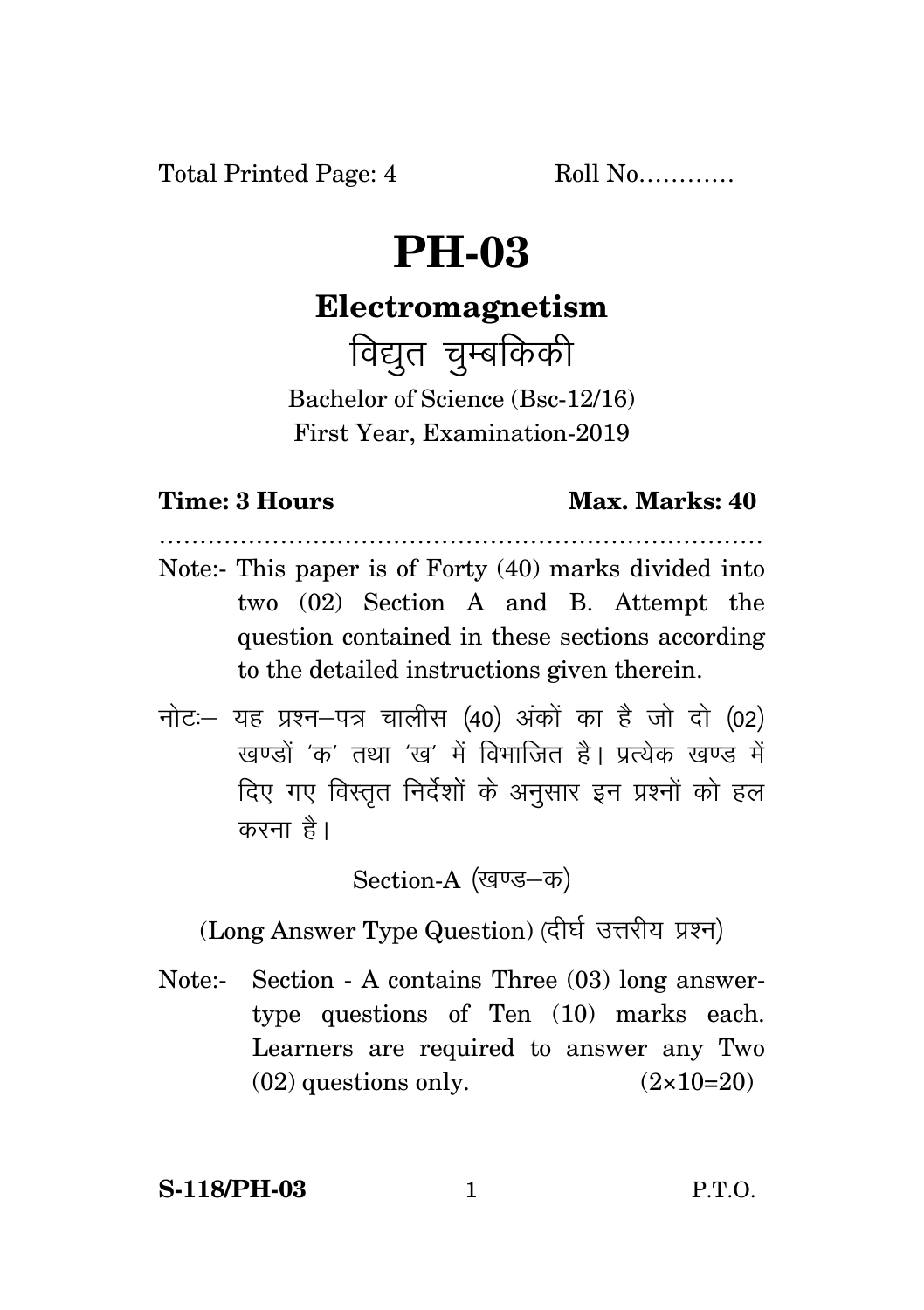Total Printed Page: 4 Roll No............

# PH-03

## Electromagnetism

## विद्युत चुम्बकिकी

Bachelor of Science (Bsc-12/16)
First Year, Examination-2019

**Time: 3 Hours** **Max. Marks: 40**

.......................................................................

Note:- This paper is of Forty (40) marks divided into two (02) Section A and B. Attempt the question contained in these sections according to the detailed instructions given therein.

नोटः— यह प्रश्न–पत्र चालीस (40) अंकों का है जो दो (02) खण्डों 'क' तथा 'ख' में विभाजित है। प्रत्येक खण्ड में दिए गए विस्तृत निर्देशों के अनुसार इन प्रश्नों को हल करना है।

Section-A (खण्ड–क)

(Long Answer Type Question) (दीर्घ उत्तरीय प्रश्न)

Note:- Section - A contains Three (03) long answer-type questions of Ten (10) marks each. Learners are required to answer any Two (02) questions only. (2×10=20)

**S-118/PH-03** P.T.O.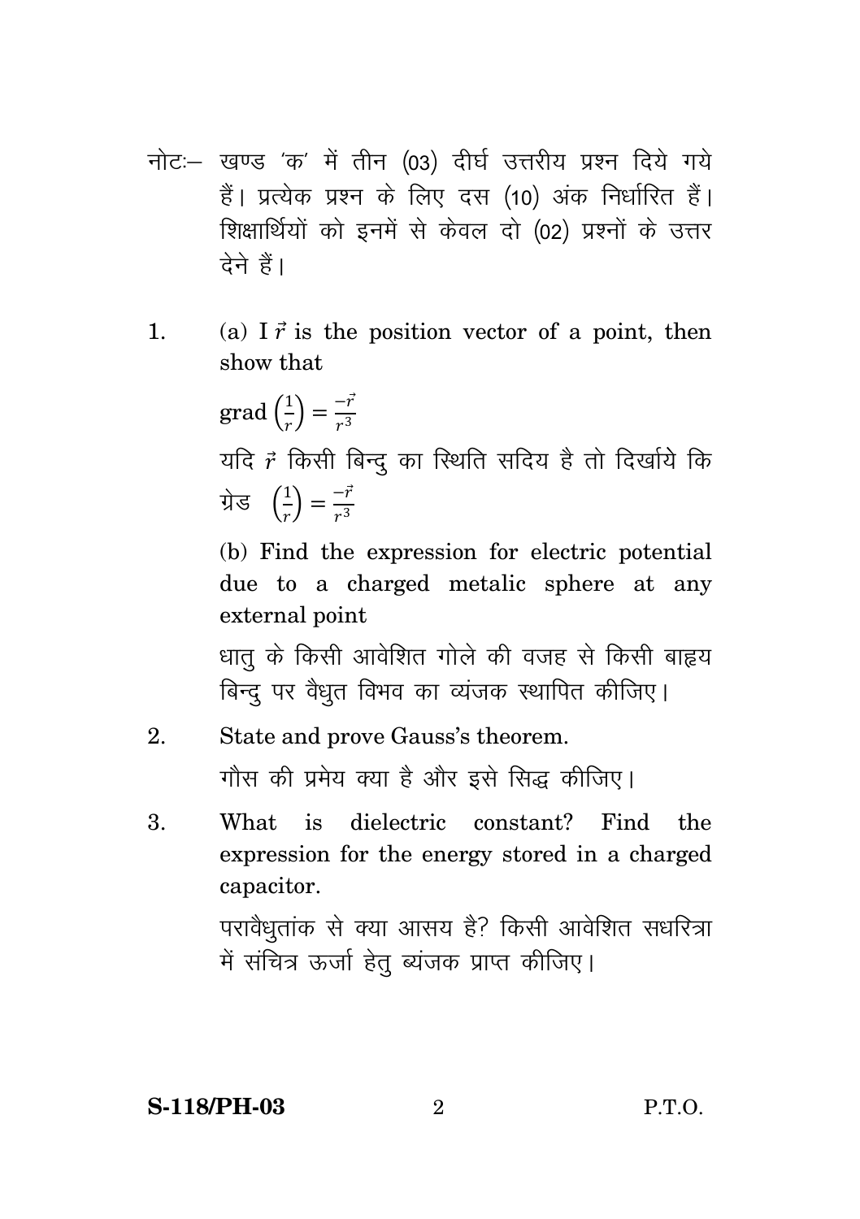नोटः– खण्ड 'क' में तीन (03) दीर्घ उत्तरीय प्रश्न दिये गये हैं। प्रत्येक प्रश्न के लिए दस (10) अंक निर्धारित हैं। शिक्षार्थियों को इनमें से केवल दो (02) प्रश्नों के उत्तर देने हैं।

1. (a) I $\vec{r}$ is the position vector of a point, then show that

   grad $\left(\frac{1}{r}\right) = \frac{-\vec{r}}{r^3}$

   यदि $\vec{r}$ किसी बिन्दु का स्थिति सदिय है तो दिर्खाये कि

   ग्रेड $\left(\frac{1}{r}\right) = \frac{-\vec{r}}{r^3}$

   (b) Find the expression for electric potential due to a charged metalic sphere at any external point

   धातु के किसी आवेशित गोले की वजह से किसी बाह्रय बिन्दु पर वैधुत विभव का व्यंजक स्थापित कीजिए।

2. State and prove Gauss's theorem.

   गौस की प्रमेय क्या है और इसे सिद्ध कीजिए।

3. What is dielectric constant? Find the expression for the energy stored in a charged capacitor.

   परावैधुतांक से क्या आसय है? किसी आवेशित सधरित्रा में संचित्र ऊर्जा हेतु ब्यंजक प्राप्त कीजिए।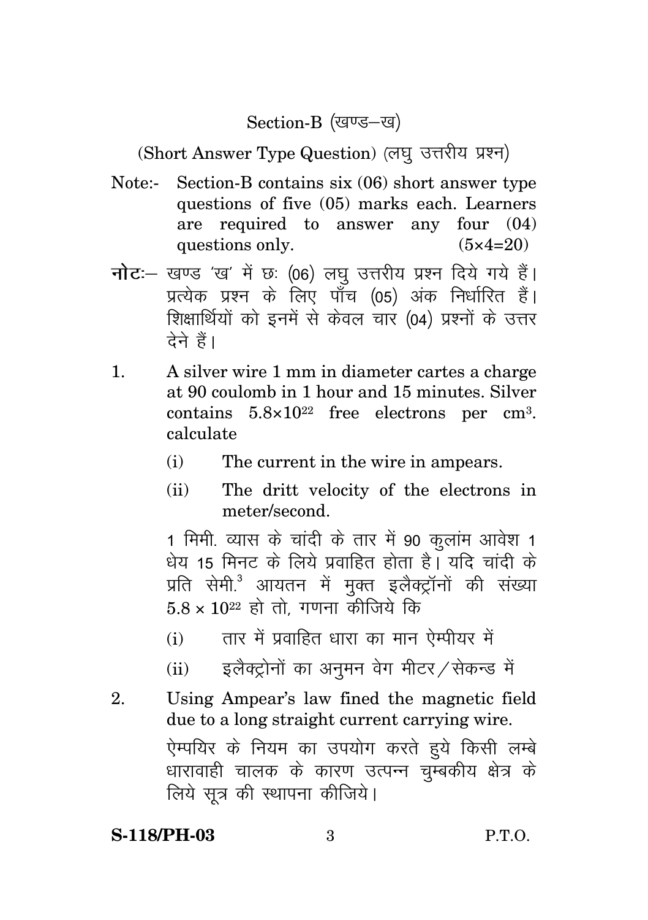Section-B (खण्ड–ख)

(Short Answer Type Question) (लघु उत्तरीय प्रश्न)

Note:- Section-B contains six (06) short answer type questions of five (05) marks each. Learners are required to answer any four (04) questions only. (5×4=20)

**नोट:**– खण्ड 'ख' में छः (06) लघु उत्तरीय प्रश्न दिये गये हैं। प्रत्येक प्रश्न के लिए पाँच (05) अंक निर्धारित हैं। शिक्षार्थियों को इनमें से केवल चार (04) प्रश्नों के उत्तर देने हैं।

1. A silver wire 1 mm in diameter cartes a charge at 90 coulomb in 1 hour and 15 minutes. Silver contains $5.8 \times 10^{22}$ free electrons per $cm^3$. calculate

   (i) The current in the wire in ampears.

   (ii) The dritt velocity of the electrons in meter/second.

   1 मिमी. व्यास के चांदी के तार में 90 कुलांम आवेश 1 घेय 15 मिनट के लिये प्रवाहित होता है। यदि चांदी के प्रति सेमी.$^3$ आयतन में मुक्त इलैक्ट्रॉनों की संख्या $5.8 \times 10^{22}$ हो तो, गणना कीजिये कि

   (i) तार में प्रवाहित धारा का मान ऐम्पीयर में

   (ii) इलैक्ट्रोनों का अनुमन वेग मीटर/सेकन्ड में

2. Using Ampear's law fined the magnetic field due to a long straight current carrying wire.

   ऐम्पयिर के नियम का उपयोग करते हुये किसी लम्बे धारावाही चालक के कारण उत्पन्न चुम्बकीय क्षेत्र के लिये सूत्र की स्थापना कीजिये।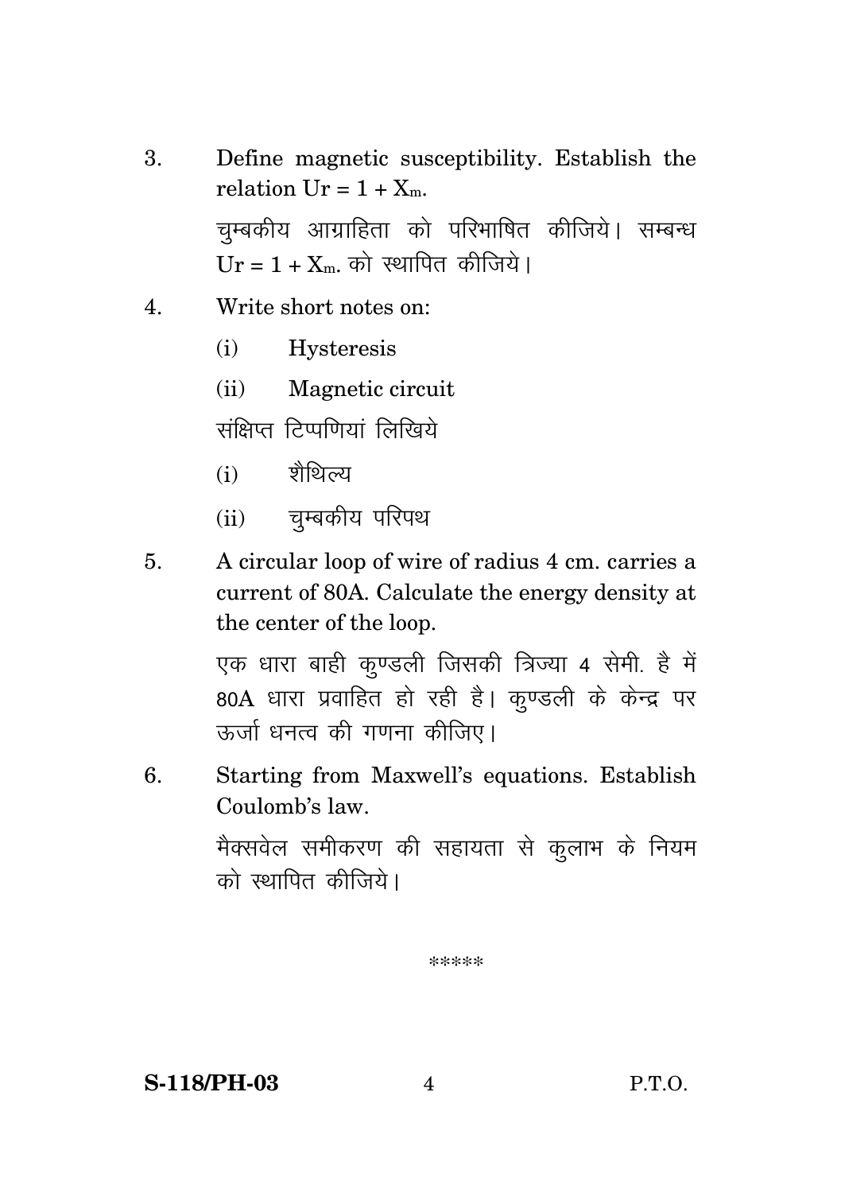3. Define magnetic susceptibility. Establish the relation $Ur = 1 + X_m$.

   चुम्बकीय आग्राहिता को परिभाषित कीजिये। सम्बन्ध $Ur = 1 + X_m$. को स्थापित कीजिये।

4. Write short notes on:

   (i) Hysteresis

   (ii) Magnetic circuit

   संक्षिप्त टिप्पणियां लिखिये

   (i) शैथिल्य

   (ii) चुम्बकीय परिपथ

5. A circular loop of wire of radius 4 cm. carries a current of 80A. Calculate the energy density at the center of the loop.

   एक धारा बाही कुण्डली जिसकी त्रिज्या 4 सेमी. है में 80A धारा प्रवाहित हो रही है। कुण्डली के केन्द्र पर ऊर्जा धनत्व की गणना कीजिए।

6. Starting from Maxwell's equations. Establish Coulomb's law.

   मैक्सवेल समीकरण की सहायता से कुलाभ के नियम को स्थापित कीजिये।

*****